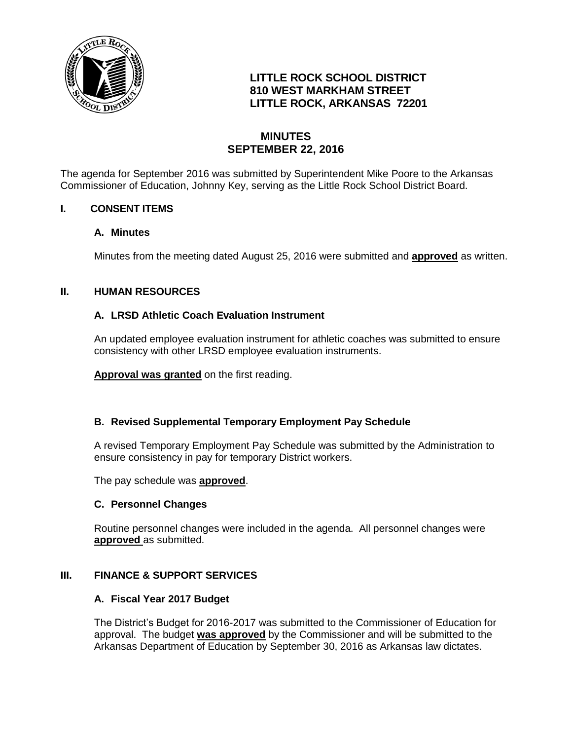**LITTLE ROCK SCHOOL DISTRICT**
**810 WEST MARKHAM STREET**
**LITTLE ROCK, ARKANSAS 72201**

# MINUTES
## SEPTEMBER 22, 2016

The agenda for September 2016 was submitted by Superintendent Mike Poore to the Arkansas Commissioner of Education, Johnny Key, serving as the Little Rock School District Board.

## I. CONSENT ITEMS

### A. Minutes

Minutes from the meeting dated August 25, 2016 were submitted and **approved** as written.

## II. HUMAN RESOURCES

### A. LRSD Athletic Coach Evaluation Instrument

An updated employee evaluation instrument for athletic coaches was submitted to ensure consistency with other LRSD employee evaluation instruments.

**Approval was granted** on the first reading.

### B. Revised Supplemental Temporary Employment Pay Schedule

A revised Temporary Employment Pay Schedule was submitted by the Administration to ensure consistency in pay for temporary District workers.

The pay schedule was **approved**.

### C. Personnel Changes

Routine personnel changes were included in the agenda. All personnel changes were **approved** as submitted.

## III. FINANCE & SUPPORT SERVICES

### A. Fiscal Year 2017 Budget

The District's Budget for 2016-2017 was submitted to the Commissioner of Education for approval. The budget **was approved** by the Commissioner and will be submitted to the Arkansas Department of Education by September 30, 2016 as Arkansas law dictates.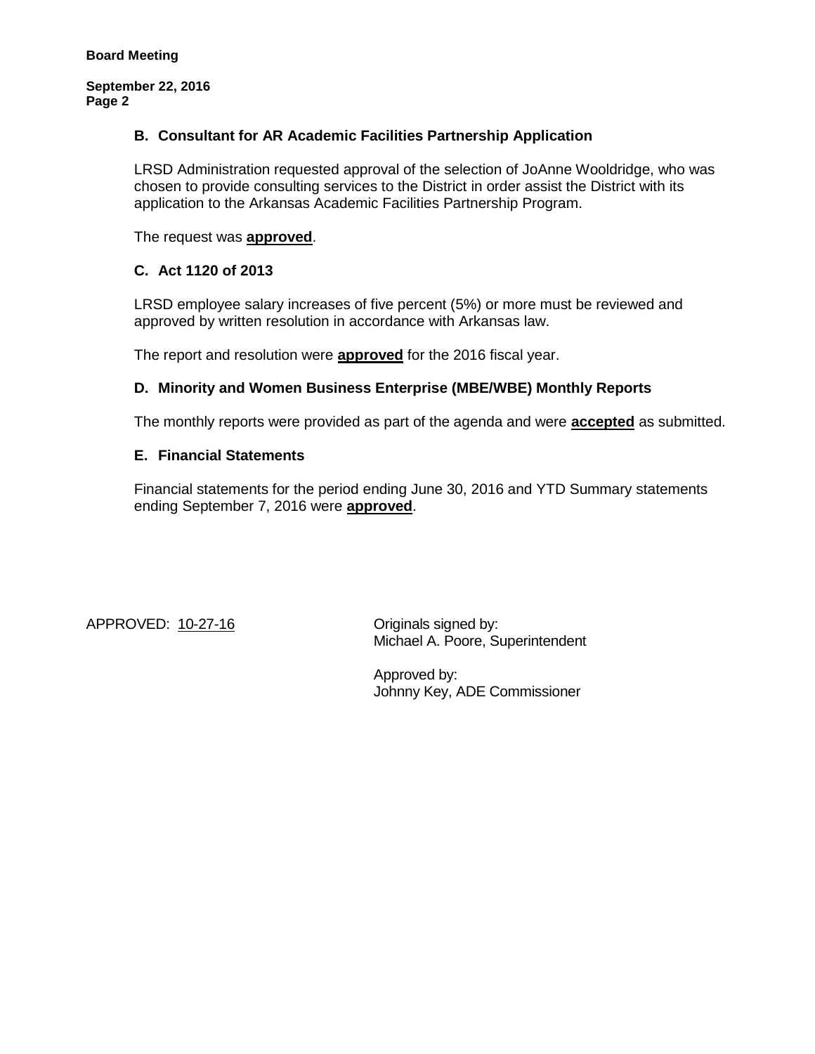### B. Consultant for AR Academic Facilities Partnership Application

LRSD Administration requested approval of the selection of JoAnne Wooldridge, who was chosen to provide consulting services to the District in order assist the District with its application to the Arkansas Academic Facilities Partnership Program.

The request was **approved**.

### C. Act 1120 of 2013

LRSD employee salary increases of five percent (5%) or more must be reviewed and approved by written resolution in accordance with Arkansas law.

The report and resolution were **approved** for the 2016 fiscal year.

### D. Minority and Women Business Enterprise (MBE/WBE) Monthly Reports

The monthly reports were provided as part of the agenda and were **accepted** as submitted.

### E. Financial Statements

Financial statements for the period ending June 30, 2016 and YTD Summary statements ending September 7, 2016 were **approved**.

APPROVED: 10-27-16

Originals signed by:
Michael A. Poore, Superintendent

Approved by:
Johnny Key, ADE Commissioner